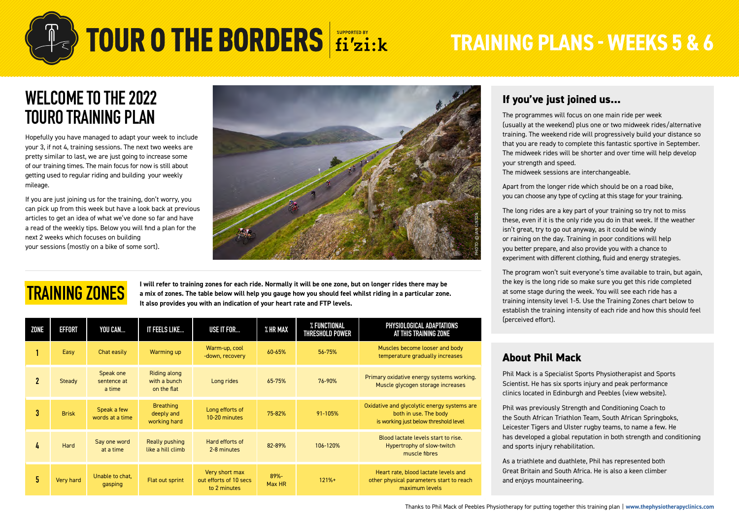# TOUR O THE BORDERS

SUPPORTED BY fi'zi:k

# TRAINING PLANS - WEEKS 5 & 6

## WELCOME TO THE 2022 TOURO TRAINING PLAN

Hopefully you have managed to adapt your week to include your 3, if not 4, training sessions. The next two weeks are pretty similar to last, we are just going to increase some of our training times. The main focus for now is still about getting used to regular riding and building your weekly mileage.

If you are just joining us for the training, don't worry, you can pick up from this week but have a look back at previous articles to get an idea of what we've done so far and have a read of the weekly tips. Below you will find a plan for the next 2 weeks which focuses on building your sessions (mostly on a bike of some sort).

PHOTO © IAN LINTON

## TRAINING ZONES

**I will refer to training zones for each ride. Normally it will be one zone, but on longer rides there may be a mix of zones. The table below will help you gauge how you should feel whilst riding in a particular zone. It also provides you with an indication of your heart rate and FTP levels.**

| ZONE | EFFORT | YOU CAN... | IT FEELS LIKE... | USE IT FOR... | % HR MAX | % FUNCTIONAL THRESHOLD POWER | PHYSIOLOGICAL ADAPTATIONS AT THIS TRAINING ZONE |
|---|---|---|---|---|---|---|---|
| 1 | Easy | Chat easily | Warming up | Warm-up, cool -down, recovery | 60-65% | 56-75% | Muscles become looser and body temperature gradually increases |
| 2 | Steady | Speak one sentence at a time | Riding along with a bunch on the flat | Long rides | 65-75% | 76-90% | Primary oxidative energy systems working. Muscle glycogen storage increases |
| 3 | Brisk | Speak a few words at a time | Breathing deeply and working hard | Long efforts of 10-20 minutes | 75-82% | 91-105% | Oxidative and glycolytic energy systems are both in use. The body is working just below threshold level |
| 4 | Hard | Say one word at a time | Really pushing like a hill climb | Hard efforts of 2-8 minutes | 82-89% | 106-120% | Blood lactate levels start to rise. Hypertrophy of slow-twitch muscle fibres |
| 5 | Very hard | Unable to chat, gasping | Flat out sprint | Very short max out efforts of 10 secs to 2 minutes | 89%-Max HR | 121%+ | Heart rate, blood lactate levels and other physical parameters start to reach maximum levels |

### If you've just joined us...

The programmes will focus on one main ride per week (usually at the weekend) plus one or two midweek rides/alternative training. The weekend ride will progressively build your distance so that you are ready to complete this fantastic sportive in September. The midweek rides will be shorter and over time will help develop your strength and speed.
The midweek sessions are interchangeable.

Apart from the longer ride which should be on a road bike, you can choose any type of cycling at this stage for your training.

The long rides are a key part of your training so try not to miss these, even if it is the only ride you do in that week. If the weather isn't great, try to go out anyway, as it could be windy or raining on the day. Training in poor conditions will help you better prepare, and also provide you with a chance to experiment with different clothing, fluid and energy strategies.

The program won't suit everyone's time available to train, but again, the key is the long ride so make sure you get this ride completed at some stage during the week. You will see each ride has a training intensity level 1-5. Use the Training Zones chart below to establish the training intensity of each ride and how this should feel (perceived effort).

### About Phil Mack

Phil Mack is a Specialist Sports Physiotherapist and Sports Scientist. He has six sports injury and peak performance clinics located in Edinburgh and Peebles (view website).

Phil was previously Strength and Conditioning Coach to the South African Triathlon Team, South African Springboks, Leicester Tigers and Ulster rugby teams, to name a few. He has developed a global reputation in both strength and conditioning and sports injury rehabilitation.

As a triathlete and duathlete, Phil has represented both Great Britain and South Africa. He is also a keen climber and enjoys mountaineering.

Thanks to Phil Mack of Peebles Physiotherapy for putting together this training plan | **www.thephysiotherapyclinics.com**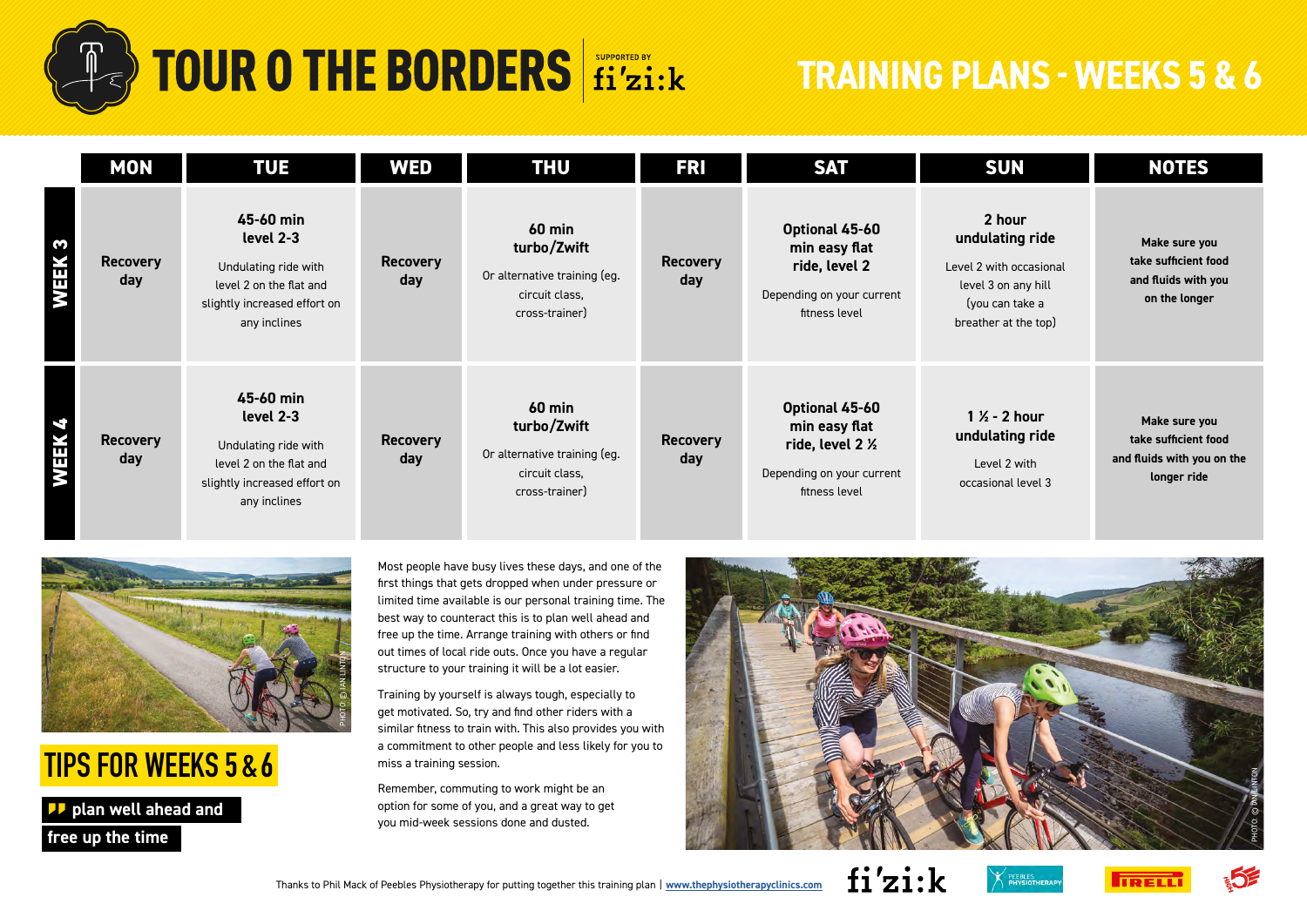# TOUR O THE BORDERS

SUPPORTED BY fi'zi:k

## TRAINING PLANS - WEEKS 5 & 6

| | MON | TUE | WED | THU | FRI | SAT | SUN | NOTES |
|---|---|---|---|---|---|---|---|---|
| **WEEK 3** | **Recovery day** | **45-60 min level 2-3** Undulating ride with level 2 on the flat and slightly increased effort on any inclines | **Recovery day** | **60 min turbo/Zwift** Or alternative training (eg. circuit class, cross-trainer) | **Recovery day** | **Optional 45-60 min easy flat ride, level 2** Depending on your current fitness level | **2 hour undulating ride** Level 2 with occasional level 3 on any hill (you can take a breather at the top) | **Make sure you take sufficient food and fluids with you on the longer** |
| **WEEK 4** | **Recovery day** | **45-60 min level 2-3** Undulating ride with level 2 on the flat and slightly increased effort on any inclines | **Recovery day** | **60 min turbo/Zwift** Or alternative training (eg. circuit class, cross-trainer) | **Recovery day** | **Optional 45-60 min easy flat ride, level 2 ½** Depending on your current fitness level | **1 ½ - 2 hour undulating ride** Level 2 with occasional level 3 | **Make sure you take sufficient food and fluids with you on the longer ride** |

PHOTO © IAN LINTON

## TIPS FOR WEEKS 5 & 6

**plan well ahead and free up the time**

Most people have busy lives these days, and one of the first things that gets dropped when under pressure or limited time available is our personal training time. The best way to counteract this is to plan well ahead and free up the time. Arrange training with others or find out times of local ride outs. Once you have a regular structure to your training it will be a lot easier.

Training by yourself is always tough, especially to get motivated. So, try and find other riders with a similar fitness to train with. This also provides you with a commitment to other people and less likely for you to miss a training session.

Remember, commuting to work might be an option for some of you, and a great way to get you mid-week sessions done and dusted.

PHOTO © IAN LINTON

Thanks to Phil Mack of Peebles Physiotherapy for putting together this training plan | www.thephysiotherapyclinics.com